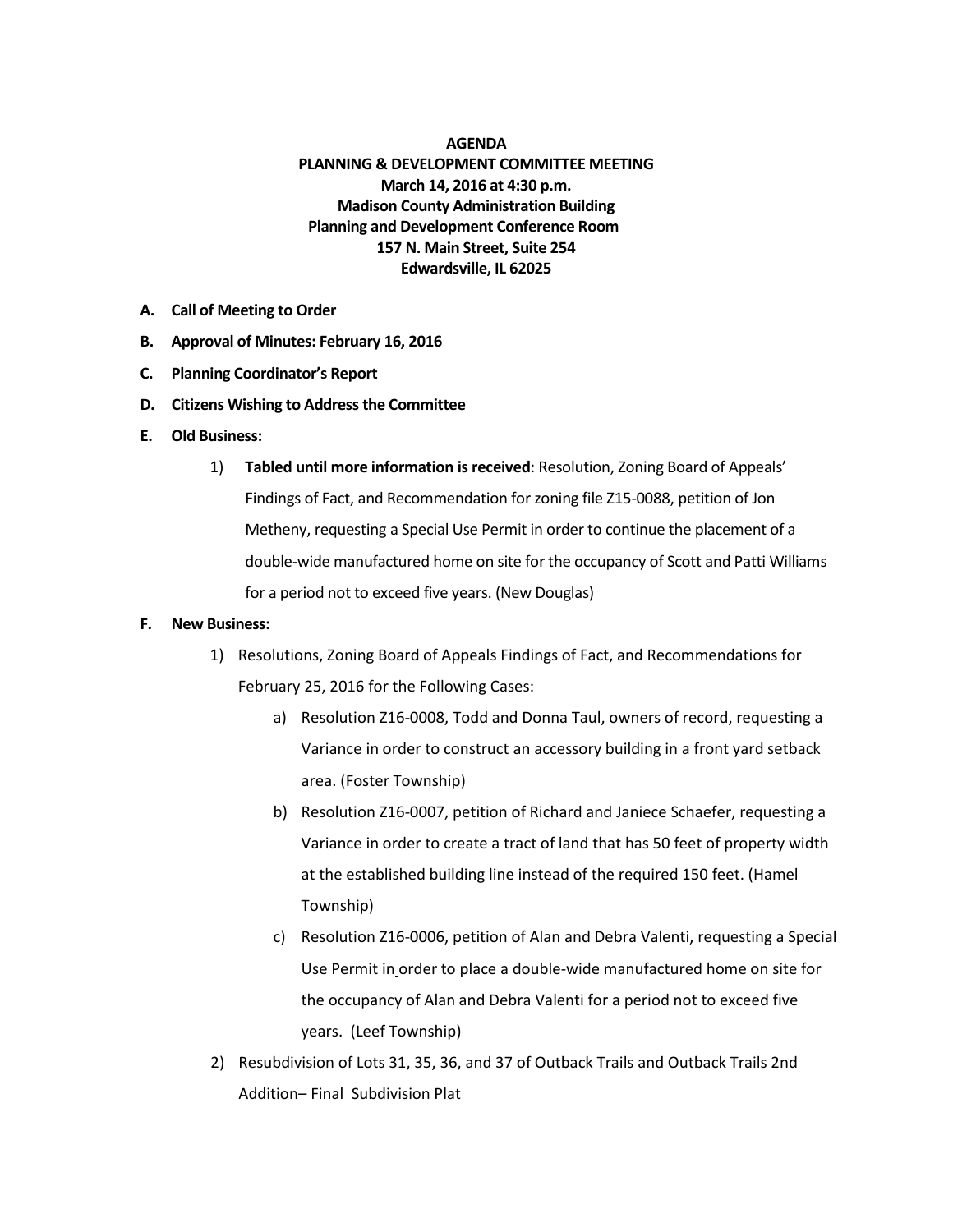# AGENDA

## PLANNING & DEVELOPMENT COMMITTEE MEETING

**March 14, 2016 at 4:30 p.m.**
**Madison County Administration Building**
**Planning and Development Conference Room**
**157 N. Main Street, Suite 254**
**Edwardsville, IL 62025**

**A. Call of Meeting to Order**

**B. Approval of Minutes: February 16, 2016**

**C. Planning Coordinator's Report**

**D. Citizens Wishing to Address the Committee**

**E. Old Business:**

1) **Tabled until more information is received**: Resolution, Zoning Board of Appeals' Findings of Fact, and Recommendation for zoning file Z15-0088, petition of Jon Metheny, requesting a Special Use Permit in order to continue the placement of a double-wide manufactured home on site for the occupancy of Scott and Patti Williams for a period not to exceed five years. (New Douglas)

**F. New Business:**

1) Resolutions, Zoning Board of Appeals Findings of Fact, and Recommendations for February 25, 2016 for the Following Cases:

   a) Resolution Z16-0008, Todd and Donna Taul, owners of record, requesting a Variance in order to construct an accessory building in a front yard setback area. (Foster Township)

   b) Resolution Z16-0007, petition of Richard and Janiece Schaefer, requesting a Variance in order to create a tract of land that has 50 feet of property width at the established building line instead of the required 150 feet. (Hamel Township)

   c) Resolution Z16-0006, petition of Alan and Debra Valenti, requesting a Special Use Permit in order to place a double-wide manufactured home on site for the occupancy of Alan and Debra Valenti for a period not to exceed five years. (Leef Township)

2) Resubdivision of Lots 31, 35, 36, and 37 of Outback Trails and Outback Trails 2nd Addition– Final Subdivision Plat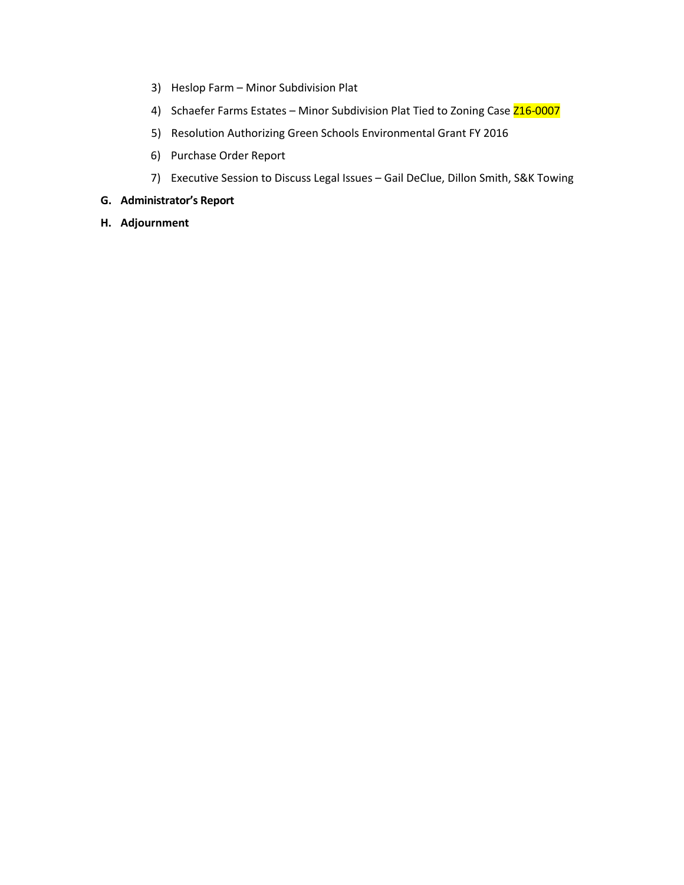3) Heslop Farm – Minor Subdivision Plat
4) Schaefer Farms Estates – Minor Subdivision Plat Tied to Zoning Case Z16-0007
5) Resolution Authorizing Green Schools Environmental Grant FY 2016
6) Purchase Order Report
7) Executive Session to Discuss Legal Issues – Gail DeClue, Dillon Smith, S&K Towing

**G. Administrator's Report**

**H. Adjournment**